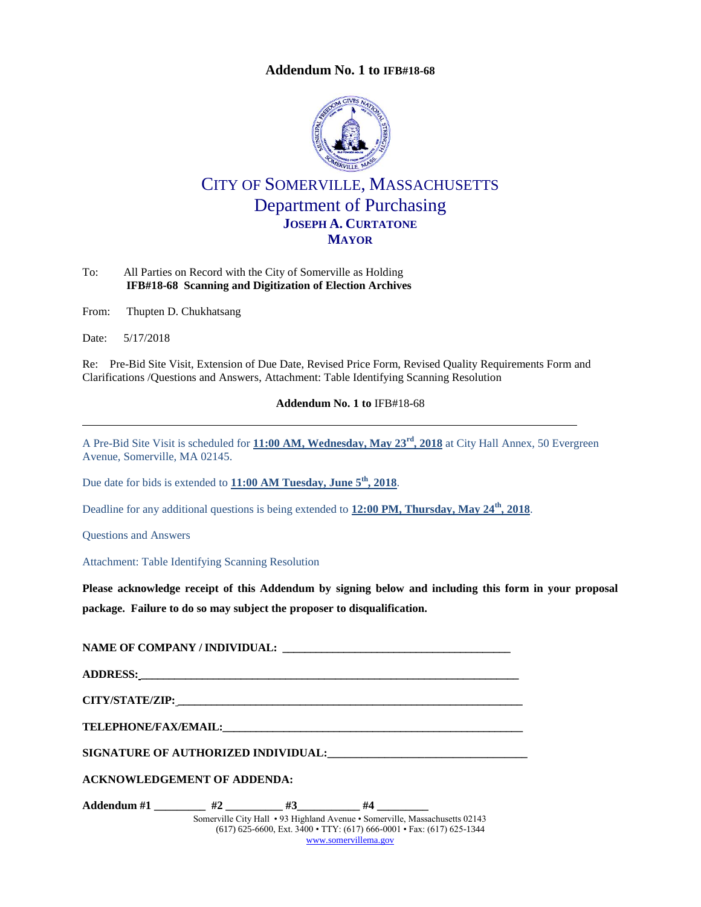# Addendum No. 1 to IFB#18-68

## CITY OF SOMERVILLE, MASSACHUSETTS
## Department of Purchasing
**JOSEPH A. CURTATONE**
**MAYOR**

To: All Parties on Record with the City of Somerville as Holding
**IFB#18-68 Scanning and Digitization of Election Archives**

From: Thupten D. Chukhatsang

Date: 5/17/2018

Re: Pre-Bid Site Visit, Extension of Due Date, Revised Price Form, Revised Quality Requirements Form and Clarifications /Questions and Answers, Attachment: Table Identifying Scanning Resolution

**Addendum No. 1 to** IFB#18-68

---

A Pre-Bid Site Visit is scheduled for **11:00 AM, Wednesday, May 23rd, 2018** at City Hall Annex, 50 Evergreen Avenue, Somerville, MA 02145.

Due date for bids is extended to **11:00 AM Tuesday, June 5th, 2018**.

Deadline for any additional questions is being extended to **12:00 PM, Thursday, May 24th, 2018**.

Questions and Answers

Attachment: Table Identifying Scanning Resolution

**Please acknowledge receipt of this Addendum by signing below and including this form in your proposal package. Failure to do so may subject the proposer to disqualification.**

**NAME OF COMPANY / INDIVIDUAL:** ________________________________________

**ADDRESS:** ________________________________________________________________

**CITY/STATE/ZIP:** __________________________________________________________

**TELEPHONE/FAX/EMAIL:** ____________________________________________________

**SIGNATURE OF AUTHORIZED INDIVIDUAL:** __________________________________

**ACKNOWLEDGEMENT OF ADDENDA:**

**Addendum #1** _________ **#2** __________ **#3** ___________ **#4** _________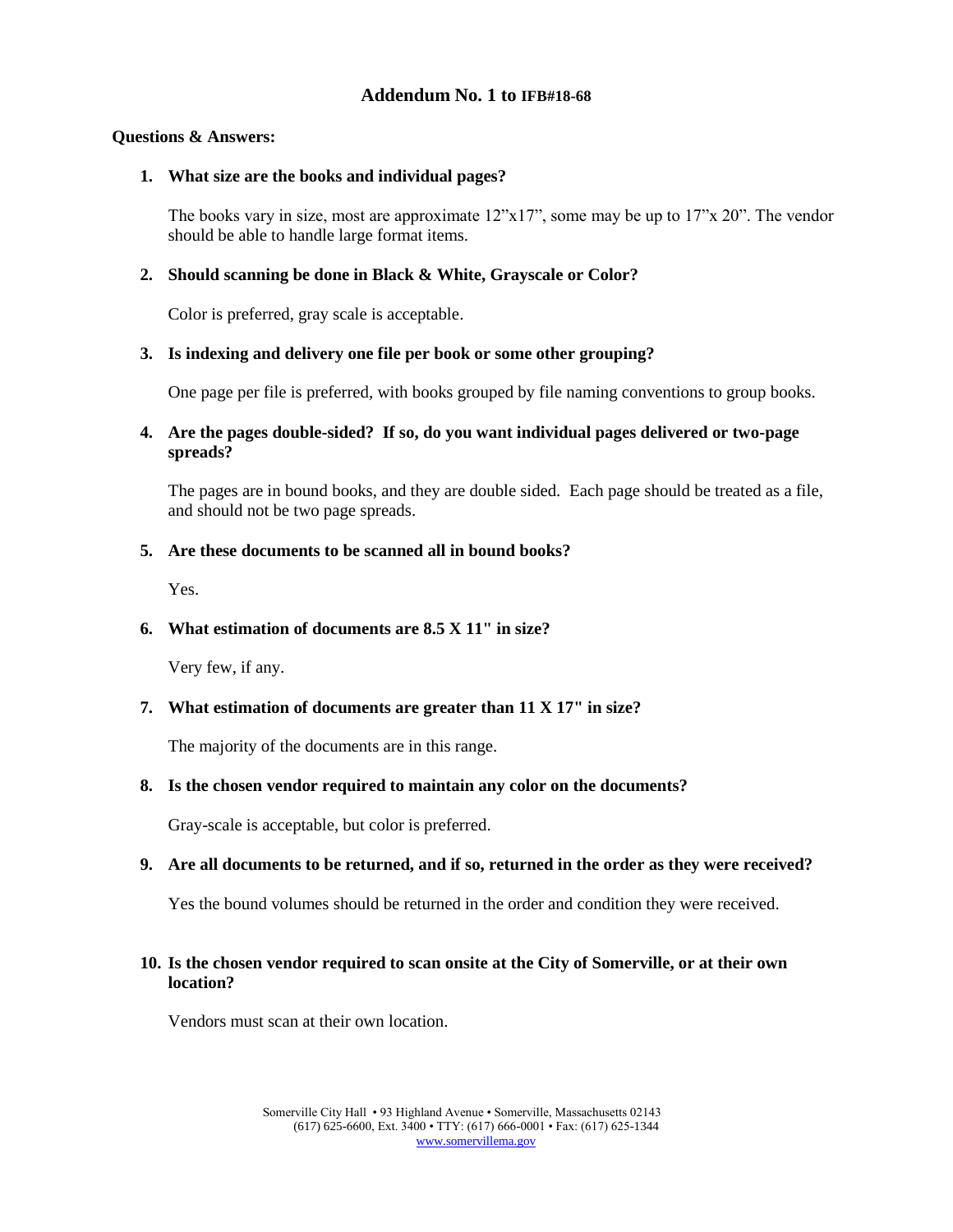## Addendum No. 1 to IFB#18-68

**Questions & Answers:**

1. **What size are the books and individual pages?**

   The books vary in size, most are approximate 12”x17”, some may be up to 17”x 20”. The vendor should be able to handle large format items.

2. **Should scanning be done in Black & White, Grayscale or Color?**

   Color is preferred, gray scale is acceptable.

3. **Is indexing and delivery one file per book or some other grouping?**

   One page per file is preferred, with books grouped by file naming conventions to group books.

4. **Are the pages double-sided? If so, do you want individual pages delivered or two-page spreads?**

   The pages are in bound books, and they are double sided. Each page should be treated as a file, and should not be two page spreads.

5. **Are these documents to be scanned all in bound books?**

   Yes.

6. **What estimation of documents are 8.5 X 11" in size?**

   Very few, if any.

7. **What estimation of documents are greater than 11 X 17" in size?**

   The majority of the documents are in this range.

8. **Is the chosen vendor required to maintain any color on the documents?**

   Gray-scale is acceptable, but color is preferred.

9. **Are all documents to be returned, and if so, returned in the order as they were received?**

   Yes the bound volumes should be returned in the order and condition they were received.

10. **Is the chosen vendor required to scan onsite at the City of Somerville, or at their own location?**

    Vendors must scan at their own location.

Somerville City Hall • 93 Highland Avenue • Somerville, Massachusetts 02143
(617) 625-6600, Ext. 3400 • TTY: (617) 666-0001 • Fax: (617) 625-1344
www.somervillema.gov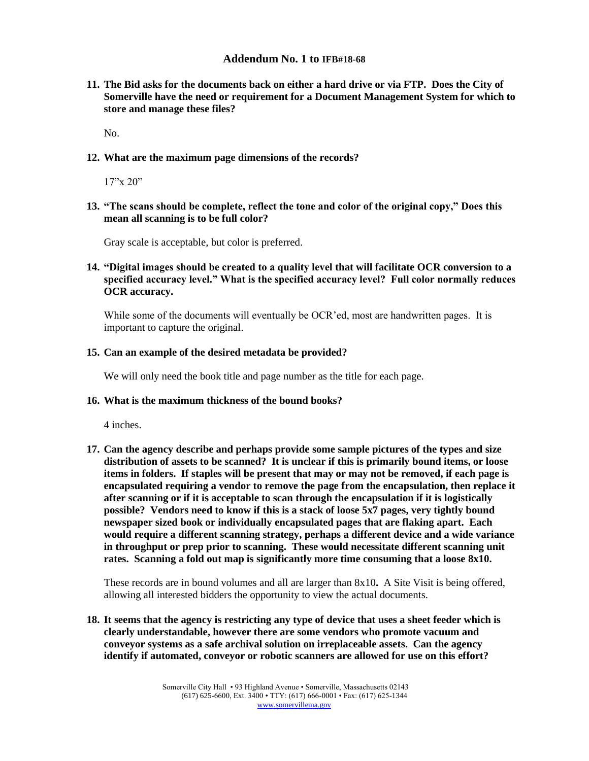## Addendum No. 1 to IFB#18-68

**11. The Bid asks for the documents back on either a hard drive or via FTP. Does the City of Somerville have the need or requirement for a Document Management System for which to store and manage these files?**

No.

**12. What are the maximum page dimensions of the records?**

17"x 20"

**13. "The scans should be complete, reflect the tone and color of the original copy," Does this mean all scanning is to be full color?**

Gray scale is acceptable, but color is preferred.

**14. "Digital images should be created to a quality level that will facilitate OCR conversion to a specified accuracy level." What is the specified accuracy level? Full color normally reduces OCR accuracy.**

While some of the documents will eventually be OCR'ed, most are handwritten pages. It is important to capture the original.

**15. Can an example of the desired metadata be provided?**

We will only need the book title and page number as the title for each page.

**16. What is the maximum thickness of the bound books?**

4 inches.

**17. Can the agency describe and perhaps provide some sample pictures of the types and size distribution of assets to be scanned? It is unclear if this is primarily bound items, or loose items in folders. If staples will be present that may or may not be removed, if each page is encapsulated requiring a vendor to remove the page from the encapsulation, then replace it after scanning or if it is acceptable to scan through the encapsulation if it is logistically possible? Vendors need to know if this is a stack of loose 5x7 pages, very tightly bound newspaper sized book or individually encapsulated pages that are flaking apart. Each would require a different scanning strategy, perhaps a different device and a wide variance in throughput or prep prior to scanning. These would necessitate different scanning unit rates. Scanning a fold out map is significantly more time consuming that a loose 8x10.**

These records are in bound volumes and all are larger than 8x10**.** A Site Visit is being offered, allowing all interested bidders the opportunity to view the actual documents.

**18. It seems that the agency is restricting any type of device that uses a sheet feeder which is clearly understandable, however there are some vendors who promote vacuum and conveyor systems as a safe archival solution on irreplaceable assets. Can the agency identify if automated, conveyor or robotic scanners are allowed for use on this effort?**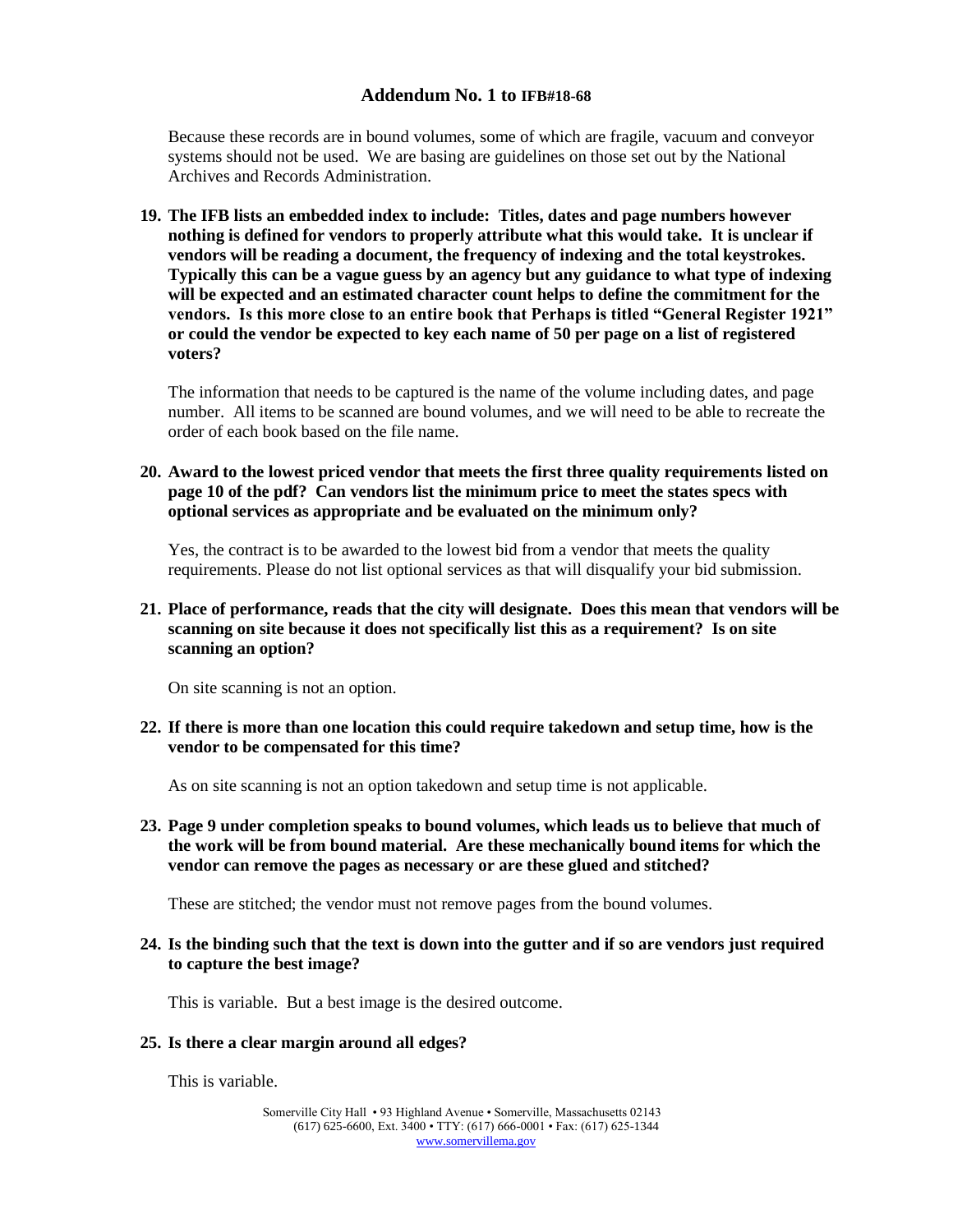## Addendum No. 1 to IFB#18-68

Because these records are in bound volumes, some of which are fragile, vacuum and conveyor systems should not be used. We are basing are guidelines on those set out by the National Archives and Records Administration.

**19. The IFB lists an embedded index to include: Titles, dates and page numbers however nothing is defined for vendors to properly attribute what this would take. It is unclear if vendors will be reading a document, the frequency of indexing and the total keystrokes. Typically this can be a vague guess by an agency but any guidance to what type of indexing will be expected and an estimated character count helps to define the commitment for the vendors. Is this more close to an entire book that Perhaps is titled "General Register 1921" or could the vendor be expected to key each name of 50 per page on a list of registered voters?**

The information that needs to be captured is the name of the volume including dates, and page number. All items to be scanned are bound volumes, and we will need to be able to recreate the order of each book based on the file name.

**20. Award to the lowest priced vendor that meets the first three quality requirements listed on page 10 of the pdf? Can vendors list the minimum price to meet the states specs with optional services as appropriate and be evaluated on the minimum only?**

Yes, the contract is to be awarded to the lowest bid from a vendor that meets the quality requirements. Please do not list optional services as that will disqualify your bid submission.

**21. Place of performance, reads that the city will designate. Does this mean that vendors will be scanning on site because it does not specifically list this as a requirement? Is on site scanning an option?**

On site scanning is not an option.

**22. If there is more than one location this could require takedown and setup time, how is the vendor to be compensated for this time?**

As on site scanning is not an option takedown and setup time is not applicable.

**23. Page 9 under completion speaks to bound volumes, which leads us to believe that much of the work will be from bound material. Are these mechanically bound items for which the vendor can remove the pages as necessary or are these glued and stitched?**

These are stitched; the vendor must not remove pages from the bound volumes.

**24. Is the binding such that the text is down into the gutter and if so are vendors just required to capture the best image?**

This is variable. But a best image is the desired outcome.

**25. Is there a clear margin around all edges?**

This is variable.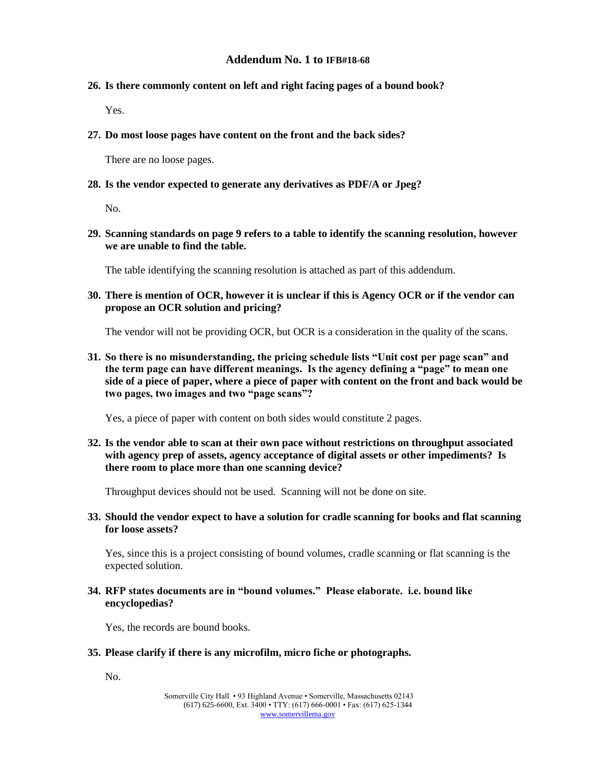## Addendum No. 1 to IFB#18-68

**26. Is there commonly content on left and right facing pages of a bound book?**

Yes.

**27. Do most loose pages have content on the front and the back sides?**

There are no loose pages.

**28. Is the vendor expected to generate any derivatives as PDF/A or Jpeg?**

No.

**29. Scanning standards on page 9 refers to a table to identify the scanning resolution, however we are unable to find the table.**

The table identifying the scanning resolution is attached as part of this addendum.

**30. There is mention of OCR, however it is unclear if this is Agency OCR or if the vendor can propose an OCR solution and pricing?**

The vendor will not be providing OCR, but OCR is a consideration in the quality of the scans.

**31. So there is no misunderstanding, the pricing schedule lists "Unit cost per page scan" and the term page can have different meanings. Is the agency defining a "page" to mean one side of a piece of paper, where a piece of paper with content on the front and back would be two pages, two images and two "page scans"?**

Yes, a piece of paper with content on both sides would constitute 2 pages.

**32. Is the vendor able to scan at their own pace without restrictions on throughput associated with agency prep of assets, agency acceptance of digital assets or other impediments? Is there room to place more than one scanning device?**

Throughput devices should not be used. Scanning will not be done on site.

**33. Should the vendor expect to have a solution for cradle scanning for books and flat scanning for loose assets?**

Yes, since this is a project consisting of bound volumes, cradle scanning or flat scanning is the expected solution.

**34. RFP states documents are in "bound volumes." Please elaborate. i.e. bound like encyclopedias?**

Yes, the records are bound books.

**35. Please clarify if there is any microfilm, micro fiche or photographs.**

No.

Somerville City Hall • 93 Highland Avenue • Somerville, Massachusetts 02143
(617) 625-6600, Ext. 3400 • TTY: (617) 666-0001 • Fax: (617) 625-1344
www.somervillema.gov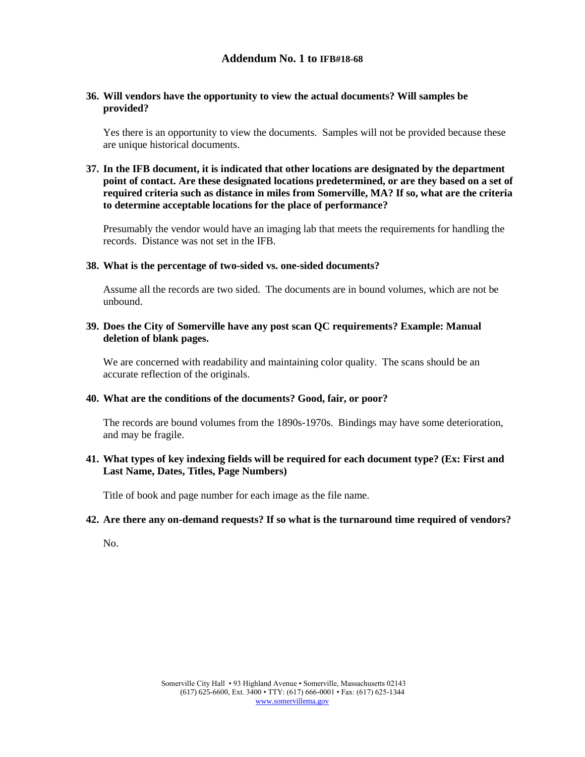## Addendum No. 1 to IFB#18-68

**36. Will vendors have the opportunity to view the actual documents? Will samples be provided?**

Yes there is an opportunity to view the documents. Samples will not be provided because these are unique historical documents.

**37. In the IFB document, it is indicated that other locations are designated by the department point of contact. Are these designated locations predetermined, or are they based on a set of required criteria such as distance in miles from Somerville, MA? If so, what are the criteria to determine acceptable locations for the place of performance?**

Presumably the vendor would have an imaging lab that meets the requirements for handling the records. Distance was not set in the IFB.

**38. What is the percentage of two-sided vs. one-sided documents?**

Assume all the records are two sided. The documents are in bound volumes, which are not be unbound.

**39. Does the City of Somerville have any post scan QC requirements? Example: Manual deletion of blank pages.**

We are concerned with readability and maintaining color quality. The scans should be an accurate reflection of the originals.

**40. What are the conditions of the documents? Good, fair, or poor?**

The records are bound volumes from the 1890s-1970s. Bindings may have some deterioration, and may be fragile.

**41. What types of key indexing fields will be required for each document type? (Ex: First and Last Name, Dates, Titles, Page Numbers)**

Title of book and page number for each image as the file name.

**42. Are there any on-demand requests? If so what is the turnaround time required of vendors?**

No.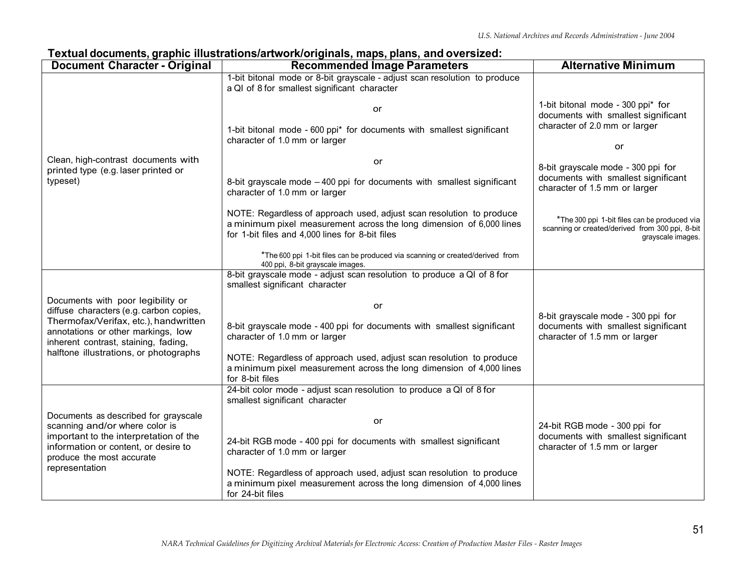**Textual documents, graphic illustrations/artwork/originals, maps, plans, and oversized:**

| Document Character - Original | Recommended Image Parameters | Alternative Minimum |
|---|---|---|
| Clean, high-contrast documents with printed type (e.g. laser printed or typeset) | 1-bit bitonal mode or 8-bit grayscale - adjust scan resolution to produce a QI of 8 for smallest significant character<br><br>or<br><br>1-bit bitonal mode - 600 ppi* for documents with smallest significant character of 1.0 mm or larger<br><br>or<br><br>8-bit grayscale mode – 400 ppi for documents with smallest significant character of 1.0 mm or larger<br><br>NOTE: Regardless of approach used, adjust scan resolution to produce a minimum pixel measurement across the long dimension of 6,000 lines for 1-bit files and 4,000 lines for 8-bit files<br><br>*The 600 ppi 1-bit files can be produced via scanning or created/derived from 400 ppi, 8-bit grayscale images. | 1-bit bitonal mode - 300 ppi* for documents with smallest significant character of 2.0 mm or larger<br><br>or<br><br>8-bit grayscale mode - 300 ppi for documents with smallest significant character of 1.5 mm or larger<br><br>*The 300 ppi 1-bit files can be produced via scanning or created/derived from 300 ppi, 8-bit grayscale images. |
| Documents with poor legibility or diffuse characters (e.g. carbon copies, Thermofax/Verifax, etc.), handwritten annotations or other markings, low inherent contrast, staining, fading, halftone illustrations, or photographs | 8-bit grayscale mode - adjust scan resolution to produce a QI of 8 for smallest significant character<br><br>or<br><br>8-bit grayscale mode - 400 ppi for documents with smallest significant character of 1.0 mm or larger<br><br>NOTE: Regardless of approach used, adjust scan resolution to produce a minimum pixel measurement across the long dimension of 4,000 lines for 8-bit files | 8-bit grayscale mode - 300 ppi for documents with smallest significant character of 1.5 mm or larger |
| Documents as described for grayscale scanning and/or where color is important to the interpretation of the information or content, or desire to produce the most accurate representation | 24-bit color mode - adjust scan resolution to produce a QI of 8 for smallest significant character<br><br>or<br><br>24-bit RGB mode - 400 ppi for documents with smallest significant character of 1.0 mm or larger<br><br>NOTE: Regardless of approach used, adjust scan resolution to produce a minimum pixel measurement across the long dimension of 4,000 lines for 24-bit files | 24-bit RGB mode - 300 ppi for documents with smallest significant character of 1.5 mm or larger |